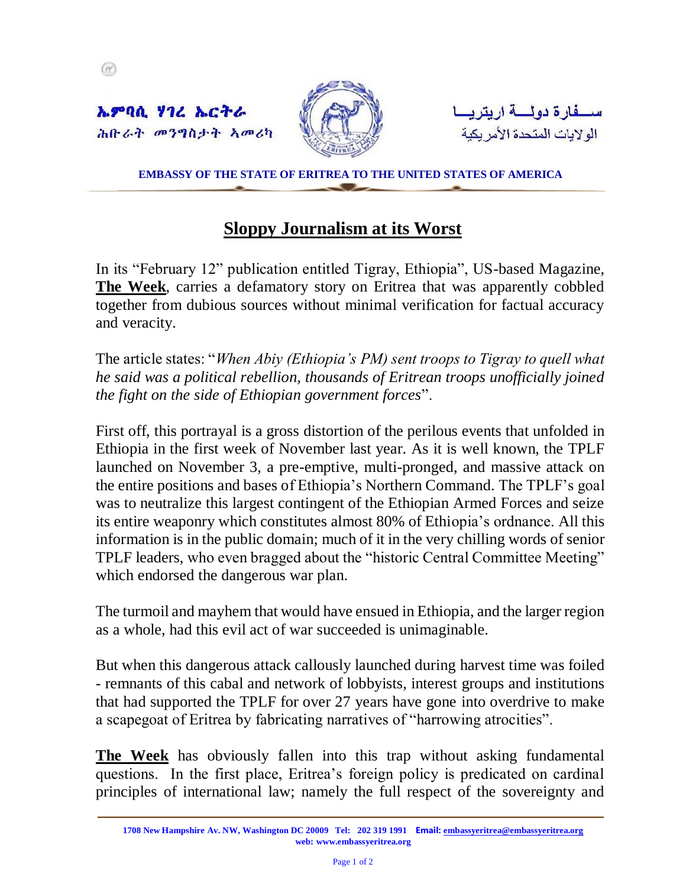ኤምባሲ ሃገረ ኤርትራ
ሕቡራት መንግስታት ኣመሪካ

سـفارة دولـة اريتريـا
الولايات المتحدة الأمريكية

**EMBASSY OF THE STATE OF ERITREA TO THE UNITED STATES OF AMERICA**

# Sloppy Journalism at its Worst

In its "February 12" publication entitled Tigray, Ethiopia", US-based Magazine, **The Week**, carries a defamatory story on Eritrea that was apparently cobbled together from dubious sources without minimal verification for factual accuracy and veracity.

The article states: "*When Abiy (Ethiopia's PM) sent troops to Tigray to quell what he said was a political rebellion, thousands of Eritrean troops unofficially joined the fight on the side of Ethiopian government forces*".

First off, this portrayal is a gross distortion of the perilous events that unfolded in Ethiopia in the first week of November last year. As it is well known, the TPLF launched on November 3, a pre-emptive, multi-pronged, and massive attack on the entire positions and bases of Ethiopia's Northern Command. The TPLF's goal was to neutralize this largest contingent of the Ethiopian Armed Forces and seize its entire weaponry which constitutes almost 80% of Ethiopia's ordnance. All this information is in the public domain; much of it in the very chilling words of senior TPLF leaders, who even bragged about the "historic Central Committee Meeting" which endorsed the dangerous war plan.

The turmoil and mayhem that would have ensued in Ethiopia, and the larger region as a whole, had this evil act of war succeeded is unimaginable.

But when this dangerous attack callously launched during harvest time was foiled - remnants of this cabal and network of lobbyists, interest groups and institutions that had supported the TPLF for over 27 years have gone into overdrive to make a scapegoat of Eritrea by fabricating narratives of "harrowing atrocities".

**The Week** has obviously fallen into this trap without asking fundamental questions. In the first place, Eritrea's foreign policy is predicated on cardinal principles of international law; namely the full respect of the sovereignty and

1708 New Hampshire Av. NW, Washington DC 20009 Tel: 202 319 1991 Email: embassyeritrea@embassyeritrea.org
web: www.embassyeritrea.org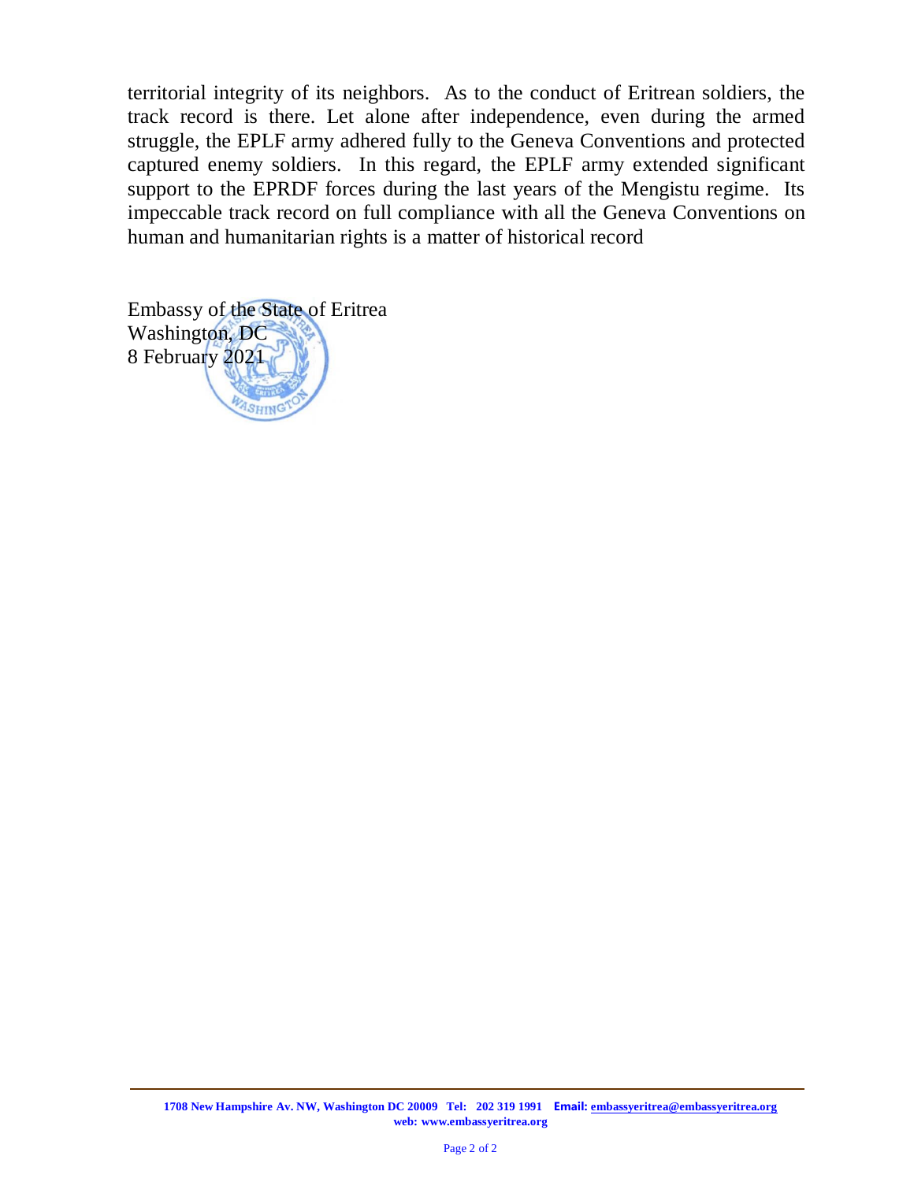territorial integrity of its neighbors. As to the conduct of Eritrean soldiers, the track record is there. Let alone after independence, even during the armed struggle, the EPLF army adhered fully to the Geneva Conventions and protected captured enemy soldiers. In this regard, the EPLF army extended significant support to the EPRDF forces during the last years of the Mengistu regime. Its impeccable track record on full compliance with all the Geneva Conventions on human and humanitarian rights is a matter of historical record

Embassy of the State of Eritrea
Washington, DC
8 February 2021

1708 New Hampshire Av. NW, Washington DC 20009 Tel: 202 319 1991 Email: embassyeritrea@embassyeritrea.org
web: www.embassyeritrea.org